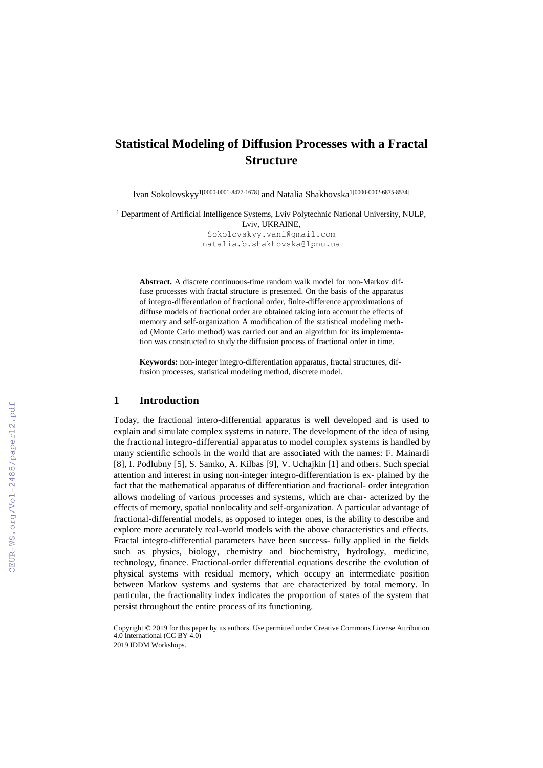# Statistical Modeling of Diffusion Processes with a Fractal Structure

Ivan Sokolovskyy[1[0000-0001-8477-1678]] and Natalia Shakhovska[1[0000-0002-6875-8534]]

[1] Department of Artificial Intelligence Systems, Lviv Polytechnic National University, NULP, Lviv, UKRAINE,

Sokolovskyy.vani@gmail.com

natalia.b.shakhovska@lpnu.ua

**Abstract.** A discrete continuous-time random walk model for non-Markov diffuse processes with fractal structure is presented. On the basis of the apparatus of integro-differentiation of fractional order, finite-difference approximations of diffuse models of fractional order are obtained taking into account the effects of memory and self-organization A modification of the statistical modeling method (Monte Carlo method) was carried out and an algorithm for its implementation was constructed to study the diffusion process of fractional order in time.

**Keywords:** non-integer integro-differentiation apparatus, fractal structures, diffusion processes, statistical modeling method, discrete model.

## 1 Introduction

Today, the fractional intero-differential apparatus is well developed and is used to explain and simulate complex systems in nature. The development of the idea of using the fractional integro-differential apparatus to model complex systems is handled by many scientific schools in the world that are associated with the names: F. Mainardi [8], I. Podlubny [5], S. Samko, A. Kilbas [9], V. Uchajkin [1] and others. Such special attention and interest in using non-integer integro-differentiation is ex- plained by the fact that the mathematical apparatus of differentiation and fractional- order integration allows modeling of various processes and systems, which are char- acterized by the effects of memory, spatial nonlocality and self-organization. A particular advantage of fractional-differential models, as opposed to integer ones, is the ability to describe and explore more accurately real-world models with the above characteristics and effects. Fractal integro-differential parameters have been success- fully applied in the fields such as physics, biology, chemistry and biochemistry, hydrology, medicine, technology, finance. Fractional-order differential equations describe the evolution of physical systems with residual memory, which occupy an intermediate position between Markov systems and systems that are characterized by total memory. In particular, the fractionality index indicates the proportion of states of the system that persist throughout the entire process of its functioning.

Copyright © 2019 for this paper by its authors. Use permitted under Creative Commons License Attribution 4.0 International (CC BY 4.0)
2019 IDDM Workshops.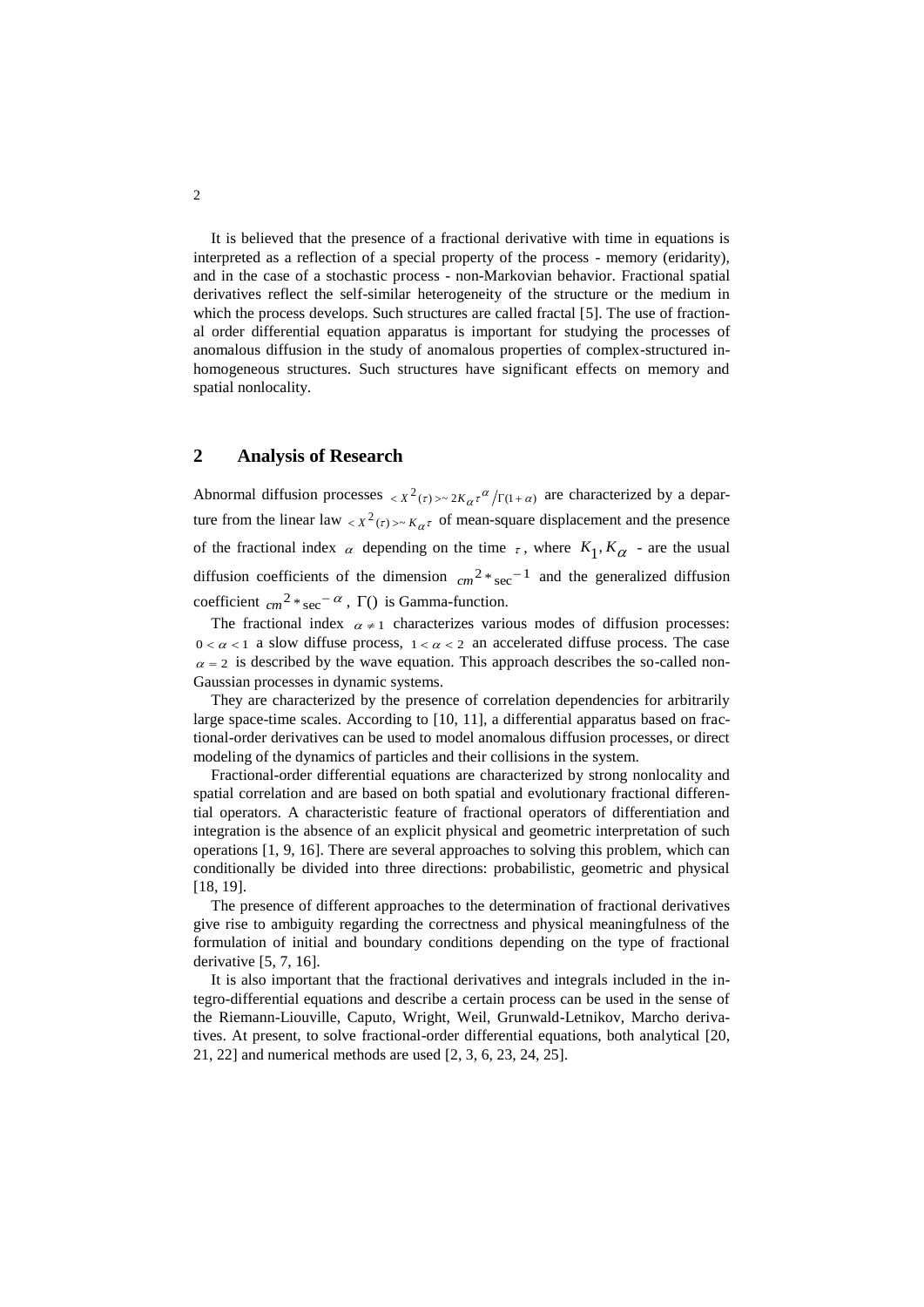It is believed that the presence of a fractional derivative with time in equations is interpreted as a reflection of a special property of the process - memory (eridarity), and in the case of a stochastic process - non-Markovian behavior. Fractional spatial derivatives reflect the self-similar heterogeneity of the structure or the medium in which the process develops. Such structures are called fractal [5]. The use of fractional order differential equation apparatus is important for studying the processes of anomalous diffusion in the study of anomalous properties of complex-structured inhomogeneous structures. Such structures have significant effects on memory and spatial nonlocality.

## 2 Analysis of Research

Abnormal diffusion processes $< X^2(\tau) >\sim 2K_\alpha \tau^\alpha / \Gamma(1+\alpha)$ are characterized by a departure from the linear law $< X^2(\tau) >\sim K_\alpha \tau$ of mean-square displacement and the presence of the fractional index $\alpha$ depending on the time $\tau$, where $K_1, K_\alpha$ - are the usual diffusion coefficients of the dimension $cm^2 * \sec^{-1}$ and the generalized diffusion coefficient $cm^2 * \sec^{-\alpha}$, $\Gamma()$ is Gamma-function.

The fractional index $\alpha \neq 1$ characterizes various modes of diffusion processes: $0 < \alpha < 1$ a slow diffuse process, $1 < \alpha < 2$ an accelerated diffuse process. The case $\alpha = 2$ is described by the wave equation. This approach describes the so-called non-Gaussian processes in dynamic systems.

They are characterized by the presence of correlation dependencies for arbitrarily large space-time scales. According to [10, 11], a differential apparatus based on fractional-order derivatives can be used to model anomalous diffusion processes, or direct modeling of the dynamics of particles and their collisions in the system.

Fractional-order differential equations are characterized by strong nonlocality and spatial correlation and are based on both spatial and evolutionary fractional differential operators. A characteristic feature of fractional operators of differentiation and integration is the absence of an explicit physical and geometric interpretation of such operations [1, 9, 16]. There are several approaches to solving this problem, which can conditionally be divided into three directions: probabilistic, geometric and physical [18, 19].

The presence of different approaches to the determination of fractional derivatives give rise to ambiguity regarding the correctness and physical meaningfulness of the formulation of initial and boundary conditions depending on the type of fractional derivative [5, 7, 16].

It is also important that the fractional derivatives and integrals included in the integro-differential equations and describe a certain process can be used in the sense of the Riemann-Liouville, Caputo, Wright, Weil, Grunwald-Letnikov, Marcho derivatives. At present, to solve fractional-order differential equations, both analytical [20, 21, 22] and numerical methods are used [2, 3, 6, 23, 24, 25].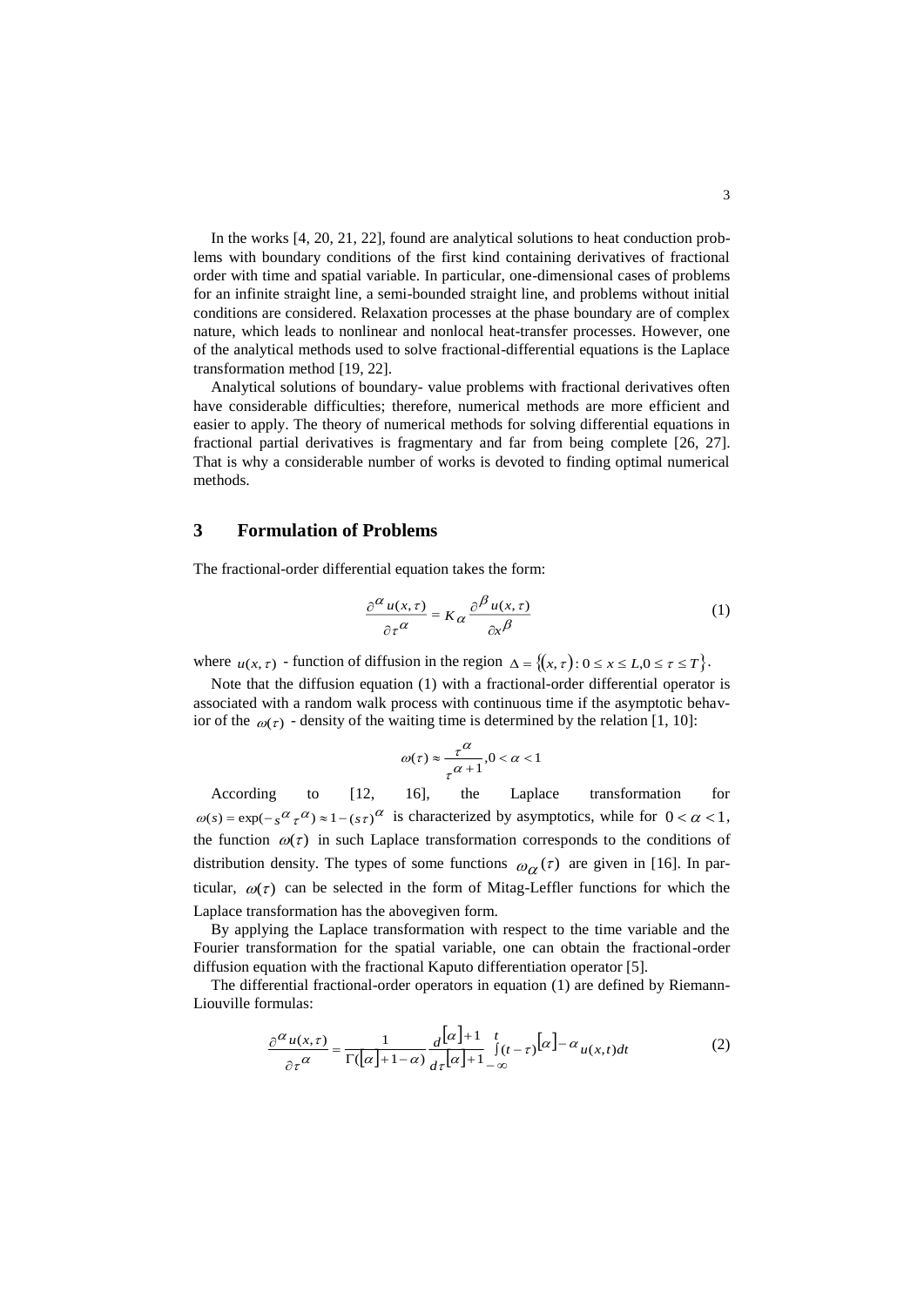In the works [4, 20, 21, 22], found are analytical solutions to heat conduction problems with boundary conditions of the first kind containing derivatives of fractional order with time and spatial variable. In particular, one-dimensional cases of problems for an infinite straight line, a semi-bounded straight line, and problems without initial conditions are considered. Relaxation processes at the phase boundary are of complex nature, which leads to nonlinear and nonlocal heat-transfer processes. However, one of the analytical methods used to solve fractional-differential equations is the Laplace transformation method [19, 22].

Analytical solutions of boundary- value problems with fractional derivatives often have considerable difficulties; therefore, numerical methods are more efficient and easier to apply. The theory of numerical methods for solving differential equations in fractional partial derivatives is fragmentary and far from being complete [26, 27]. That is why a considerable number of works is devoted to finding optimal numerical methods.

## 3 Formulation of Problems

The fractional-order differential equation takes the form:

$$\frac{\partial^{\alpha} u(x,\tau)}{\partial \tau^{\alpha}} = K_{\alpha} \frac{\partial^{\beta} u(x,\tau)}{\partial x^{\beta}} \tag{1}$$

where $u(x,\tau)$ - function of diffusion in the region $\Delta = \{(x,\tau): 0 \le x \le L, 0 \le \tau \le T\}$.

Note that the diffusion equation (1) with a fractional-order differential operator is associated with a random walk process with continuous time if the asymptotic behavior of the $\omega(\tau)$ - density of the waiting time is determined by the relation [1, 10]:

$$\omega(\tau) \approx \frac{\tau^{\alpha}}{\tau^{\alpha+1}}, 0 < \alpha < 1$$

According to [12, 16], the Laplace transformation for $\omega(s) = \exp(-s^{\alpha}\tau^{\alpha}) \approx 1-(s\tau)^{\alpha}$ is characterized by asymptotics, while for $0 < \alpha < 1$, the function $\omega(\tau)$ in such Laplace transformation corresponds to the conditions of distribution density. The types of some functions $\omega_{\alpha}(\tau)$ are given in [16]. In particular, $\omega(\tau)$ can be selected in the form of Mitag-Leffler functions for which the Laplace transformation has the abovegiven form.

By applying the Laplace transformation with respect to the time variable and the Fourier transformation for the spatial variable, one can obtain the fractional-order diffusion equation with the fractional Kaputo differentiation operator [5].

The differential fractional-order operators in equation (1) are defined by Riemann-Liouville formulas:

$$\frac{\partial^{\alpha} u(x,\tau)}{\partial \tau^{\alpha}} = \frac{1}{\Gamma([\alpha]+1-\alpha)} \frac{d^{[\alpha]+1}}{d\tau^{[\alpha]+1}} \int_{-\infty}^{t} (t-\tau)^{[\alpha]-\alpha} u(x,t)dt \tag{2}$$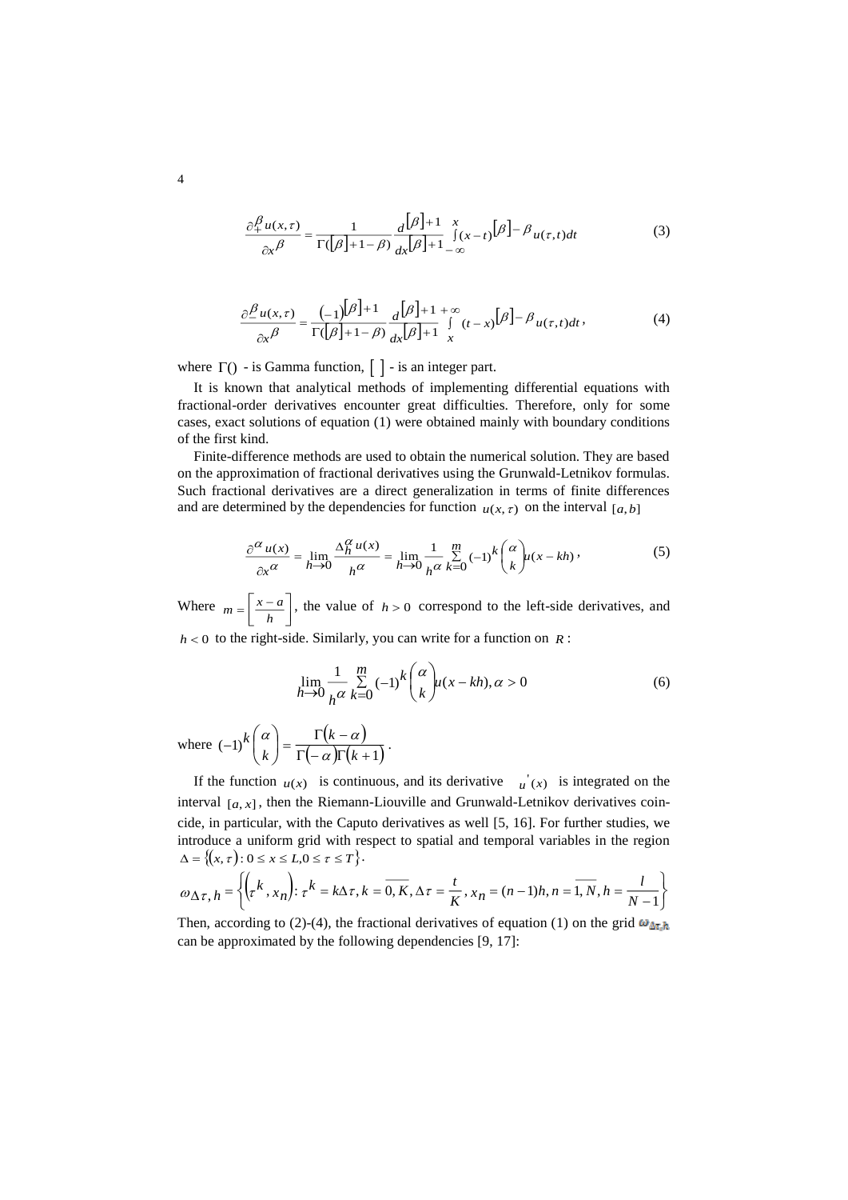$$\frac{\partial_{+}^{\beta} u(x,\tau)}{\partial x^{\beta}} = \frac{1}{\Gamma([\beta]+1-\beta)} \frac{d^{[\beta]+1}}{dx^{[\beta]+1}} \int_{-\infty}^{x} (x-t)^{[\beta]-\beta} u(\tau,t)dt \tag{3}$$

$$\frac{\partial_{-}^{\beta} u(x,\tau)}{\partial x^{\beta}} = \frac{(-1)^{[\beta]+1}}{\Gamma([\beta]+1-\beta)} \frac{d^{[\beta]+1}}{dx^{[\beta]+1}} \int_{x}^{+\infty} (t-x)^{[\beta]-\beta} u(\tau,t)dt, \tag{4}$$

where $\Gamma()$ - is Gamma function, $[\ ]$ - is an integer part.

It is known that analytical methods of implementing differential equations with fractional-order derivatives encounter great difficulties. Therefore, only for some cases, exact solutions of equation (1) were obtained mainly with boundary conditions of the first kind.

Finite-difference methods are used to obtain the numerical solution. They are based on the approximation of fractional derivatives using the Grunwald-Letnikov formulas. Such fractional derivatives are a direct generalization in terms of finite differences and are determined by the dependencies for function $u(x,\tau)$ on the interval $[a,b]$

$$\frac{\partial^{\alpha} u(x)}{\partial x^{\alpha}} = \lim_{h \to 0} \frac{\Delta_h^{\alpha} u(x)}{h^{\alpha}} = \lim_{h \to 0} \frac{1}{h^{\alpha}} \sum_{k=0}^{m} (-1)^k \binom{\alpha}{k} u(x-kh), \tag{5}$$

Where $m = \left[\frac{x-a}{h}\right]$, the value of $h > 0$ correspond to the left-side derivatives, and $h < 0$ to the right-side. Similarly, you can write for a function on $R$:

$$\lim_{h \to 0} \frac{1}{h^{\alpha}} \sum_{k=0}^{m} (-1)^k \binom{\alpha}{k} u(x-kh), \alpha > 0 \tag{6}$$

where $(-1)^k \binom{\alpha}{k} = \frac{\Gamma(k-\alpha)}{\Gamma(-\alpha)\Gamma(k+1)}$.

If the function $u(x)$ is continuous, and its derivative $u'(x)$ is integrated on the interval $[a,x]$, then the Riemann-Liouville and Grunwald-Letnikov derivatives coincide, in particular, with the Caputo derivatives as well [5, 16]. For further studies, we introduce a uniform grid with respect to spatial and temporal variables in the region $\Delta = \{(x,\tau) : 0 \le x \le L, 0 \le \tau \le T\}$.

$$\omega_{\Delta\tau,h} = \left\{ (\tau^k, x_n) : \tau^k = k\Delta\tau, k = \overline{0,K}, \Delta\tau = \frac{t}{K}, x_n = (n-1)h, n = \overline{1,N}, h = \frac{l}{N-1} \right\}$$

Then, according to (2)-(4), the fractional derivatives of equation (1) on the grid $\omega_{\Delta\tau,h}$ can be approximated by the following dependencies [9, 17]: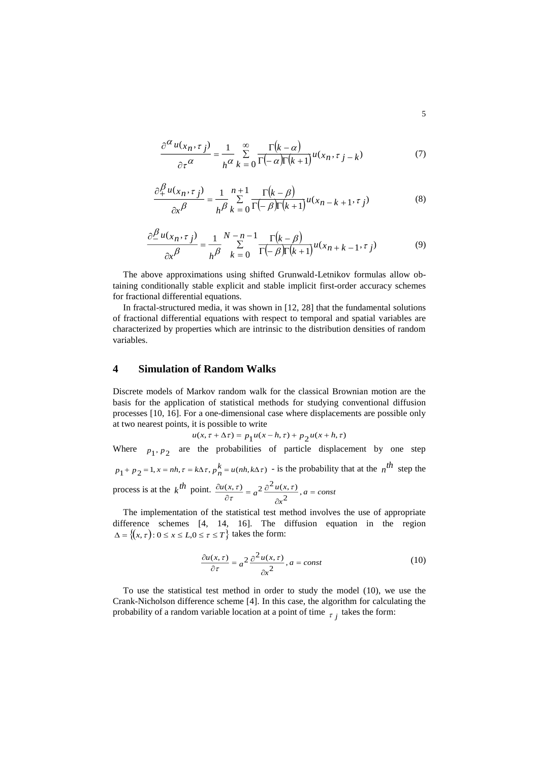$$\frac{\partial^{\alpha} u(x_n, \tau_j)}{\partial \tau^{\alpha}} = \frac{1}{h^{\alpha}} \sum_{k=0}^{\infty} \frac{\Gamma(k-\alpha)}{\Gamma(-\alpha)\Gamma(k+1)} u(x_n, \tau_{j-k}) \tag{7}$$

$$\frac{\partial_{+}^{\beta} u(x_n, \tau_j)}{\partial x^{\beta}} = \frac{1}{h^{\beta}} \sum_{k=0}^{n+1} \frac{\Gamma(k-\beta)}{\Gamma(-\beta)\Gamma(k+1)} u(x_{n-k+1}, \tau_j) \tag{8}$$

$$\frac{\partial_{-}^{\beta} u(x_n, \tau_j)}{\partial x^{\beta}} = \frac{1}{h^{\beta}} \sum_{k=0}^{N-n-1} \frac{\Gamma(k-\beta)}{\Gamma(-\beta)\Gamma(k+1)} u(x_{n+k-1}, \tau_j) \tag{9}$$

The above approximations using shifted Grunwald-Letnikov formulas allow obtaining conditionally stable explicit and stable implicit first-order accuracy schemes for fractional differential equations.

In fractal-structured media, it was shown in [12, 28] that the fundamental solutions of fractional differential equations with respect to temporal and spatial variables are characterized by properties which are intrinsic to the distribution densities of random variables.

## 4 Simulation of Random Walks

Discrete models of Markov random walk for the classical Brownian motion are the basis for the application of statistical methods for studying conventional diffusion processes [10, 16]. For a one-dimensional case where displacements are possible only at two nearest points, it is possible to write

$$u(x, \tau + \Delta\tau) = p_1 u(x-h, \tau) + p_2 u(x+h, \tau)$$

Where $p_1, p_2$ are the probabilities of particle displacement by one step $p_1 + p_2 = 1, x = nh, \tau = k\Delta\tau, p_n^k = u(nh, k\Delta\tau)$ - is the probability that at the $n^{th}$ step the process is at the $k^{th}$ point. $\frac{\partial u(x,\tau)}{\partial \tau} = a^2 \frac{\partial^2 u(x,\tau)}{\partial x^2}, a = const$

The implementation of the statistical test method involves the use of appropriate difference schemes [4, 14, 16]. The diffusion equation in the region $\Delta = \{(x, \tau) : 0 \le x \le L, 0 \le \tau \le T\}$ takes the form:

$$\frac{\partial u(x,\tau)}{\partial \tau} = a^2 \frac{\partial^2 u(x,\tau)}{\partial x^2}, a = const \tag{10}$$

To use the statistical test method in order to study the model (10), we use the Crank-Nicholson difference scheme [4]. In this case, the algorithm for calculating the probability of a random variable location at a point of time $\tau_j$ takes the form: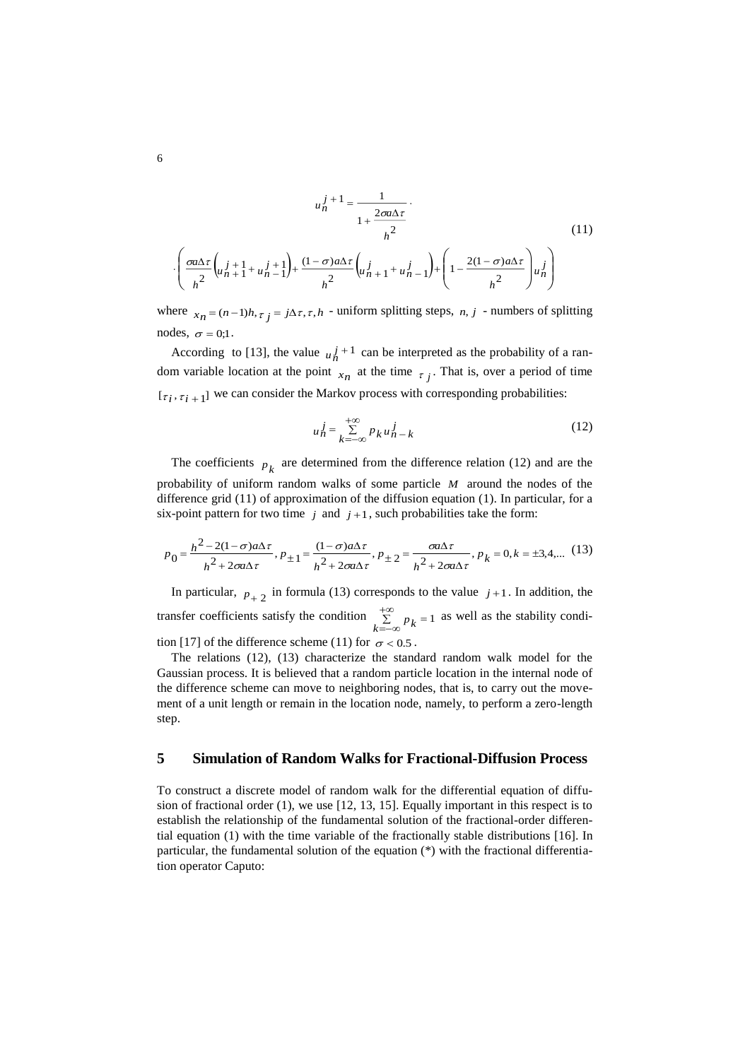$$u_n^{j+1} = \frac{1}{1 + \frac{2\sigma a \Delta\tau}{h^2}} \cdot \\ \cdot \left( \frac{\sigma a \Delta\tau}{h^2} \left( u_{n+1}^{j+1} + u_{n-1}^{j+1} \right) + \frac{(1-\sigma) a \Delta\tau}{h^2} \left( u_{n+1}^{j} + u_{n-1}^{j} \right) + \left( 1 - \frac{2(1-\sigma) a \Delta\tau}{h^2} \right) u_n^j \right) \tag{11}$$

where $x_n = (n-1)h, \tau_j = j\Delta\tau, \tau, h$ - uniform splitting steps, $n, j$ - numbers of splitting nodes, $\sigma = 0;1$.

According to [13], the value $u_n^{j+1}$ can be interpreted as the probability of a random variable location at the point $x_n$ at the time $\tau_j$. That is, over a period of time $[\tau_i, \tau_{i+1}]$ we can consider the Markov process with corresponding probabilities:

$$u_n^j = \sum_{k=-\infty}^{+\infty} p_k u_{n-k}^j \tag{12}$$

The coefficients $p_k$ are determined from the difference relation (12) and are the probability of uniform random walks of some particle $M$ around the nodes of the difference grid (11) of approximation of the diffusion equation (1). In particular, for a six-point pattern for two time $j$ and $j+1$, such probabilities take the form:

$$p_0 = \frac{h^2 - 2(1-\sigma)a\Delta\tau}{h^2 + 2\sigma a \Delta\tau}, p_{\pm 1} = \frac{(1-\sigma)a\Delta\tau}{h^2 + 2\sigma a \Delta\tau}, p_{\pm 2} = \frac{\sigma a \Delta\tau}{h^2 + 2\sigma a \Delta\tau}, p_k = 0, k = \pm 3, 4, \ldots \tag{13}$$

In particular, $p_{+2}$ in formula (13) corresponds to the value $j+1$. In addition, the transfer coefficients satisfy the condition $\sum_{k=-\infty}^{+\infty} p_k = 1$ as well as the stability condition [17] of the difference scheme (11) for $\sigma < 0.5$.

The relations (12), (13) characterize the standard random walk model for the Gaussian process. It is believed that a random particle location in the internal node of the difference scheme can move to neighboring nodes, that is, to carry out the movement of a unit length or remain in the location node, namely, to perform a zero-length step.

## 5 Simulation of Random Walks for Fractional-Diffusion Process

To construct a discrete model of random walk for the differential equation of diffusion of fractional order (1), we use [12, 13, 15]. Equally important in this respect is to establish the relationship of the fundamental solution of the fractional-order differential equation (1) with the time variable of the fractionally stable distributions [16]. In particular, the fundamental solution of the equation (*) with the fractional differentiation operator Caputo: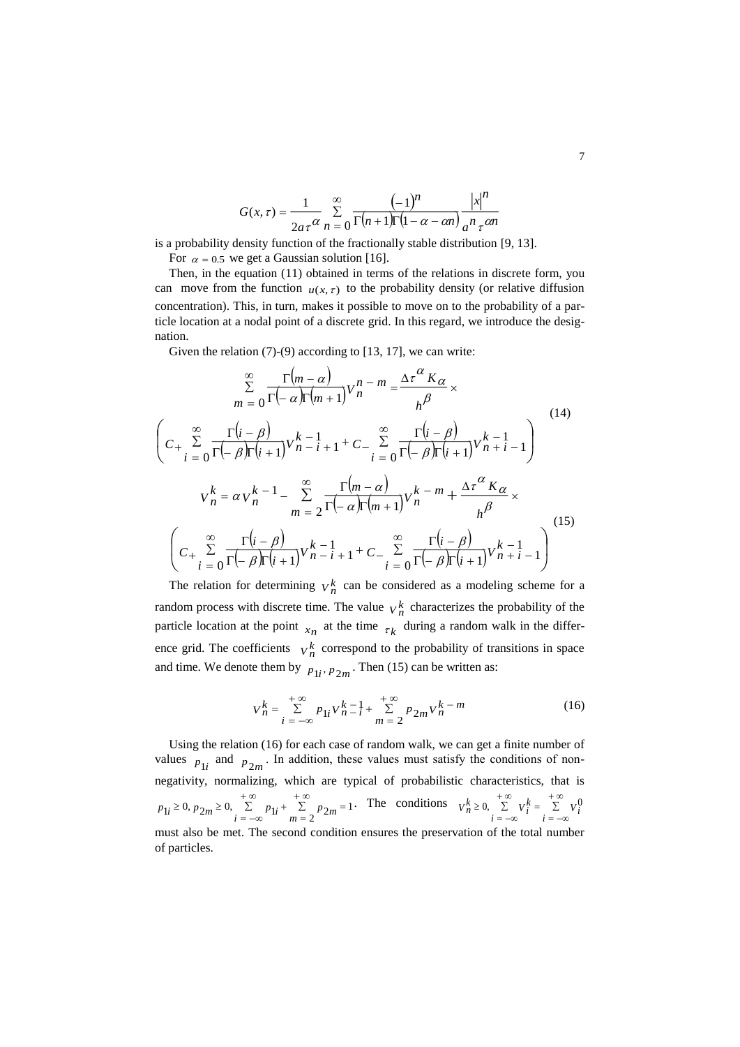$$G(x,\tau)=\frac{1}{2a\tau^{\alpha}}\sum_{n=0}^{\infty}\frac{(-1)^{n}}{\Gamma(n+1)\Gamma(1-\alpha-\alpha n)}\frac{|x|^{n}}{a^{n}\tau^{\alpha n}}$$

is a probability density function of the fractionally stable distribution [9, 13].

For $\alpha=0.5$ we get a Gaussian solution [16].

Then, in the equation (11) obtained in terms of the relations in discrete form, you can move from the function $u(x,\tau)$ to the probability density (or relative diffusion concentration). This, in turn, makes it possible to move on to the probability of a particle location at a nodal point of a discrete grid. In this regard, we introduce the designation.

Given the relation (7)-(9) according to [13, 17], we can write:

$$\sum_{m=0}^{\infty}\frac{\Gamma(m-\alpha)}{\Gamma(-\alpha)\Gamma(m+1)}V_{n}^{n-m}=\frac{\Delta\tau^{\alpha}K_{\alpha}}{h^{\beta}}\times$$
$$\left(C_{+}\sum_{i=0}^{\infty}\frac{\Gamma(i-\beta)}{\Gamma(-\beta)\Gamma(i+1)}V_{n-i+1}^{k-1}+C_{-}\sum_{i=0}^{\infty}\frac{\Gamma(i-\beta)}{\Gamma(-\beta)\Gamma(i+1)}V_{n+i-1}^{k-1}\right) \tag{14}$$

$$V_{n}^{k}=\alpha V_{n}^{k-1}-\sum_{m=2}^{\infty}\frac{\Gamma(m-\alpha)}{\Gamma(-\alpha)\Gamma(m+1)}V_{n}^{k-m}+\frac{\Delta\tau^{\alpha}K_{\alpha}}{h^{\beta}}\times$$
$$\left(C_{+}\sum_{i=0}^{\infty}\frac{\Gamma(i-\beta)}{\Gamma(-\beta)\Gamma(i+1)}V_{n-i+1}^{k-1}+C_{-}\sum_{i=0}^{\infty}\frac{\Gamma(i-\beta)}{\Gamma(-\beta)\Gamma(i+1)}V_{n+i-1}^{k-1}\right) \tag{15}$$

The relation for determining $V_n^k$ can be considered as a modeling scheme for a random process with discrete time. The value $V_n^k$ characterizes the probability of the particle location at the point $x_n$ at the time $\tau_k$ during a random walk in the difference grid. The coefficients $V_n^k$ correspond to the probability of transitions in space and time. We denote them by $p_{1i}, p_{2m}$. Then (15) can be written as:

$$V_{n}^{k}=\sum_{i=-\infty}^{+\infty}p_{1i}V_{n-i}^{k-1}+\sum_{m=2}^{+\infty}p_{2m}V_{n}^{k-m} \tag{16}$$

Using the relation (16) for each case of random walk, we can get a finite number of values $p_{1i}$ and $p_{2m}$. In addition, these values must satisfy the conditions of non-negativity, normalizing, which are typical of probabilistic characteristics, that is $p_{1i}\geq 0,\ p_{2m}\geq 0,\ \sum_{i=-\infty}^{+\infty}p_{1i}+\sum_{m=2}^{+\infty}p_{2m}=1$. The conditions $V_n^k\geq 0,\ \sum_{i=-\infty}^{+\infty}V_i^k=\sum_{i=-\infty}^{+\infty}V_i^0$ must also be met. The second condition ensures the preservation of the total number of particles.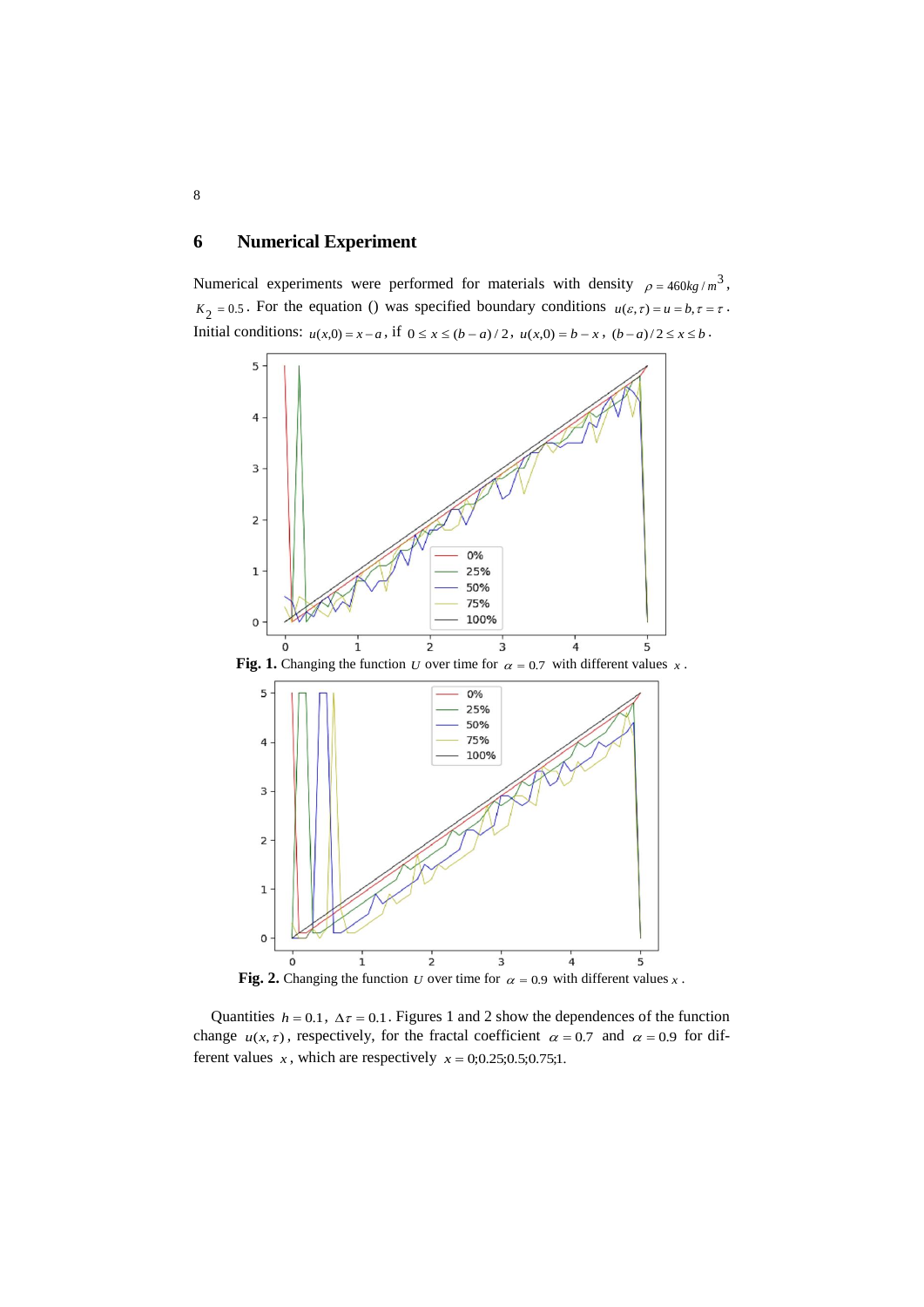## 6 Numerical Experiment

Numerical experiments were performed for materials with density $\rho = 460 kg/m^3$, $K_2 = 0.5$. For the equation () was specified boundary conditions $u(\varepsilon, \tau) = u = b, \tau = \tau$. Initial conditions: $u(x,0) = x - a$, if $0 \le x \le (b-a)/2$, $u(x,0) = b - x$, $(b-a)/2 \le x \le b$.

**Fig. 1.** Changing the function $U$ over time for $\alpha = 0.7$ with different values $x$.

**Fig. 2.** Changing the function $U$ over time for $\alpha = 0.9$ with different values $x$.

Quantities $h = 0.1$, $\Delta\tau = 0.1$. Figures 1 and 2 show the dependences of the function change $u(x, \tau)$, respectively, for the fractal coefficient $\alpha = 0.7$ and $\alpha = 0.9$ for different values $x$, which are respectively $x = 0;0.25;0.5;0.75;1$.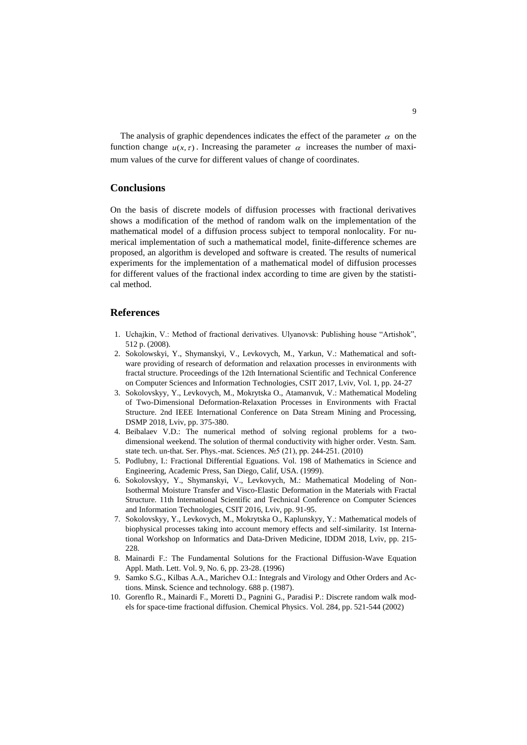The analysis of graphic dependences indicates the effect of the parameter $\alpha$ on the function change $u(x,\tau)$. Increasing the parameter $\alpha$ increases the number of maximum values of the curve for different values of change of coordinates.

## Conclusions

On the basis of discrete models of diffusion processes with fractional derivatives shows a modification of the method of random walk on the implementation of the mathematical model of a diffusion process subject to temporal nonlocality. For numerical implementation of such a mathematical model, finite-difference schemes are proposed, an algorithm is developed and software is created. The results of numerical experiments for the implementation of a mathematical model of diffusion processes for different values of the fractional index according to time are given by the statistical method.

## References

1. Uchajkin, V.: Method of fractional derivatives. Ulyanovsk: Publishing house "Artishok", 512 p. (2008).
2. Sokolowskyi, Y., Shymanskyi, V., Levkovych, M., Yarkun, V.: Mathematical and software providing of research of deformation and relaxation processes in environments with fractal structure. Proceedings of the 12th International Scientific and Technical Conference on Computer Sciences and Information Technologies, CSIT 2017, Lviv, Vol. 1, pp. 24-27
3. Sokolovskyy, Y., Levkovych, M., Mokrytska O., Atamanvuk, V.: Mathematical Modeling of Two-Dimensional Deformation-Relaxation Processes in Environments with Fractal Structure. 2nd IEEE International Conference on Data Stream Mining and Processing, DSMP 2018, Lviv, pp. 375-380.
4. Beibalaev V.D.: The numerical method of solving regional problems for a two-dimensional weekend. The solution of thermal conductivity with higher order. Vestn. Sam. state tech. un-that. Ser. Phys.-mat. Sciences. №5 (21), pp. 244-251. (2010)
5. Podlubny, I.: Fractional Differential Eguations. Vol. 198 of Mathematics in Science and Engineering, Academic Press, San Diego, Calif, USA. (1999).
6. Sokolovskyy, Y., Shymanskyi, V., Levkovych, M.: Mathematical Modeling of Non-Isothermal Moisture Transfer and Visco-Elastic Deformation in the Materials with Fractal Structure. 11th International Scientific and Technical Conference on Computer Sciences and Information Technologies, CSIT 2016, Lviv, pp. 91-95.
7. Sokolovskyy, Y., Levkovych, M., Mokrytska O., Kaplunskyy, Y.: Mathematical models of biophysical processes taking into account memory effects and self-similarity. 1st International Workshop on Informatics and Data-Driven Medicine, IDDM 2018, Lviv, pp. 215-228.
8. Mainardi F.: The Fundamental Solutions for the Fractional Diffusion-Wave Equation Appl. Math. Lett. Vol. 9, No. 6, pp. 23-28. (1996)
9. Samko S.G., Kilbas A.A., Marichev O.I.: Integrals and Virology and Other Orders and Actions. Minsk. Science and technology. 688 p. (1987).
10. Gorenflo R., Mainardi F., Moretti D., Pagnini G., Paradisi P.: Discrete random walk models for space-time fractional diffusion. Chemical Physics. Vol. 284, pp. 521-544 (2002)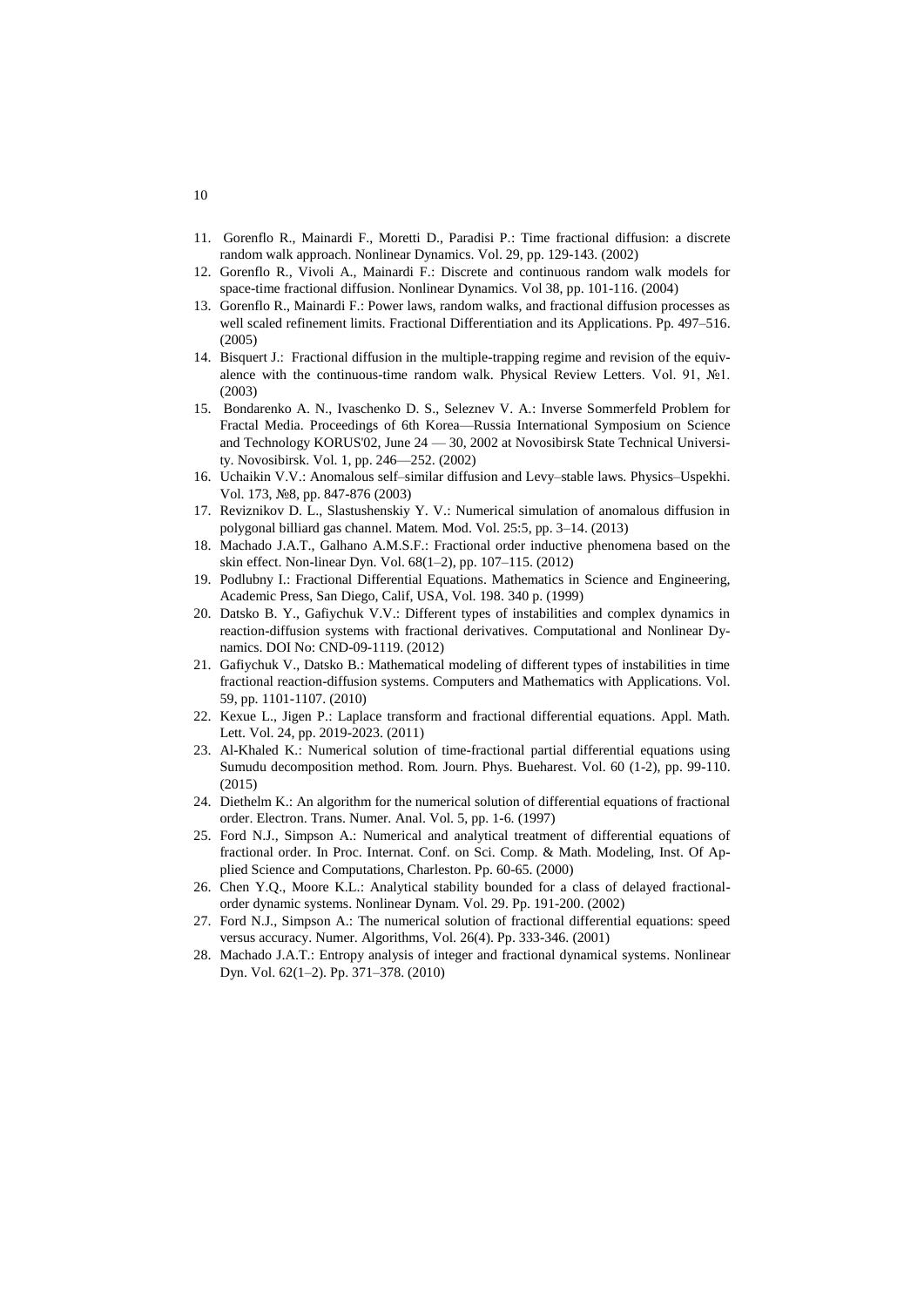11. Gorenflo R., Mainardi F., Moretti D., Paradisi P.: Time fractional diffusion: a discrete random walk approach. Nonlinear Dynamics. Vol. 29, pp. 129-143. (2002)
12. Gorenflo R., Vivoli A., Mainardi F.: Discrete and continuous random walk models for space-time fractional diffusion. Nonlinear Dynamics. Vol 38, pp. 101-116. (2004)
13. Gorenflo R., Mainardi F.: Power laws, random walks, and fractional diffusion processes as well scaled refinement limits. Fractional Differentiation and its Applications. Pp. 497–516. (2005)
14. Bisquert J.: Fractional diffusion in the multiple-trapping regime and revision of the equivalence with the continuous-time random walk. Physical Review Letters. Vol. 91, №1. (2003)
15. Bondarenko A. N., Ivaschenko D. S., Seleznev V. A.: Inverse Sommerfeld Problem for Fractal Media. Proceedings of 6th Korea—Russia International Symposium on Science and Technology KORUS'02, June 24 — 30, 2002 at Novosibirsk State Technical University. Novosibirsk. Vol. 1, pp. 246—252. (2002)
16. Uchaikin V.V.: Anomalous self–similar diffusion and Levy–stable laws. Physics–Uspekhi. Vol. 173, №8, pp. 847-876 (2003)
17. Reviznikov D. L., Slastushenskiy Y. V.: Numerical simulation of anomalous diffusion in polygonal billiard gas channel. Matem. Mod. Vol. 25:5, pp. 3–14. (2013)
18. Machado J.A.T., Galhano A.M.S.F.: Fractional order inductive phenomena based on the skin effect. Non-linear Dyn. Vol. 68(1–2), pp. 107–115. (2012)
19. Podlubny I.: Fractional Differential Equations. Mathematics in Science and Engineering, Academic Press, San Diego, Calif, USA, Vol. 198. 340 p. (1999)
20. Datsko B. Y., Gafiychuk V.V.: Different types of instabilities and complex dynamics in reaction-diffusion systems with fractional derivatives. Computational and Nonlinear Dynamics. DOI No: CND-09-1119. (2012)
21. Gafiychuk V., Datsko B.: Mathematical modeling of different types of instabilities in time fractional reaction-diffusion systems. Computers and Mathematics with Applications. Vol. 59, pp. 1101-1107. (2010)
22. Kexue L., Jigen P.: Laplace transform and fractional differential equations. Appl. Math. Lett. Vol. 24, pp. 2019-2023. (2011)
23. Al-Khaled K.: Numerical solution of time-fractional partial differential equations using Sumudu decomposition method. Rom. Journ. Phys. Bueharest. Vol. 60 (1-2), pp. 99-110. (2015)
24. Diethelm K.: An algorithm for the numerical solution of differential equations of fractional order. Electron. Trans. Numer. Anal. Vol. 5, pp. 1-6. (1997)
25. Ford N.J., Simpson A.: Numerical and analytical treatment of differential equations of fractional order. In Proc. Internat. Conf. on Sci. Comp. & Math. Modeling, Inst. Of Applied Science and Computations, Charleston. Pp. 60-65. (2000)
26. Chen Y.Q., Moore K.L.: Analytical stability bounded for a class of delayed fractional-order dynamic systems. Nonlinear Dynam. Vol. 29. Pp. 191-200. (2002)
27. Ford N.J., Simpson A.: The numerical solution of fractional differential equations: speed versus accuracy. Numer. Algorithms, Vol. 26(4). Pp. 333-346. (2001)
28. Machado J.A.T.: Entropy analysis of integer and fractional dynamical systems. Nonlinear Dyn. Vol. 62(1–2). Pp. 371–378. (2010)